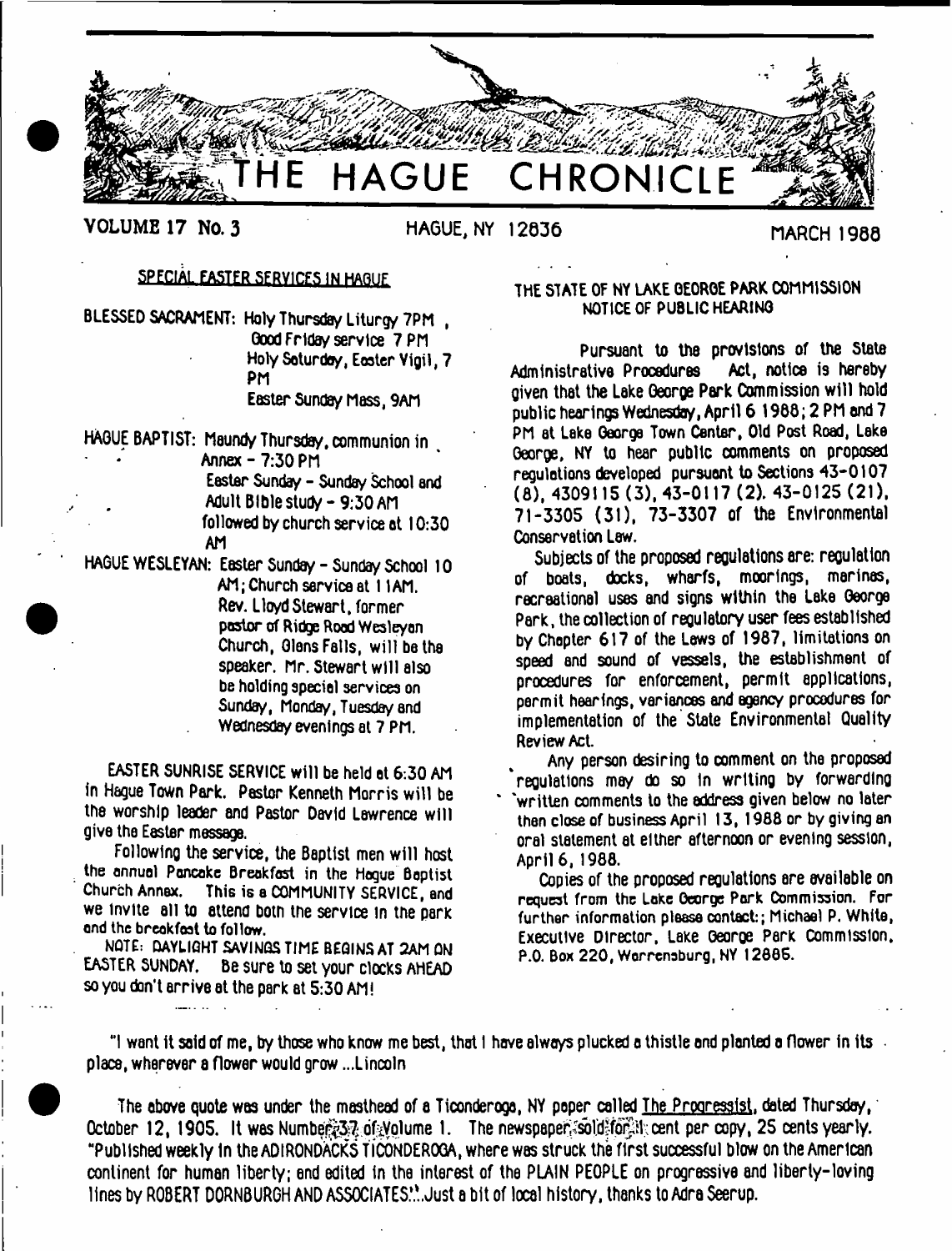# THE HAGUE CHRONICLE

**VOLUME 17 No. 3** HAGUE, NY 12836 **MARCH 1988**

## SPECIAL EASTER SERVICES IN HAGUE

BLESSED SACRAMENT: Holy Thursday Liturgy 7PM, Good Friday service 7 PM, Holy Saturday, Easter Vigil, 7 PM, Easter Sunday Mass, 9AM

HAGUE BAPTIST: Maundy Thursday, communion in Annex - 7:30 PM. Easter Sunday - Sunday School and Adult Bible study - 9:30 AM followed by church service at 10:30 AM

HAGUE WESLEYAN: Easter Sunday - Sunday School 10 AM; Church service at 11AM. Rev. Lloyd Stewart, former pastor of Ridge Road Wesleyan Church, Glens Falls, will be the speaker. Mr. Stewart will also be holding special services on Sunday, Monday, Tuesday and Wednesday evenings at 7 PM.

EASTER SUNRISE SERVICE will be held at 6:30 AM in Hague Town Park. Pastor Kenneth Morris will be the worship leader and Pastor David Lawrence will give the Easter message.

Following the service, the Baptist men will host the annual Pancake Breakfast in the Hague Baptist Church Annex. This is a COMMUNITY SERVICE, and we invite all to attend both the service in the park and the breakfast to follow.

NOTE: DAYLIGHT SAVINGS TIME BEGINS AT 2AM ON EASTER SUNDAY. Be sure to set your clocks AHEAD so you don't arrive at the park at 5:30 AM!

## THE STATE OF NY LAKE GEORGE PARK COMMISSION NOTICE OF PUBLIC HEARING

Pursuant to the provisions of the State Administrative Procedures Act, notice is hereby given that the Lake George Park Commission will hold public hearings Wednesday, April 6 1988; 2 PM and 7 PM at Lake George Town Center, Old Post Road, Lake George, NY to hear public comments on proposed regulations developed pursuant to Sections 43-0107 (8), 4309115 (3), 43-0117 (2). 43-0125 (21), 71-3305 (31), 73-3307 of the Environmental Conservation Law.

Subjects of the proposed regulations are: regulation of boats, docks, wharfs, moorings, marinas, recreational uses and signs within the Lake George Park, the collection of regulatory user fees established by Chapter 617 of the Laws of 1987, limitations on speed and sound of vessels, the establishment of procedures for enforcement, permit applications, permit hearings, variances and agency procedures for implementation of the State Environmental Quality Review Act.

Any person desiring to comment on the proposed regulations may do so in writing by forwarding written comments to the address given below no later than close of business April 13, 1988 or by giving an oral statement at either afternoon or evening session, April 6, 1988.

Copies of the proposed regulations are available on request from the Lake George Park Commission. For further information please contact:; Michael P. White, Executive Director, Lake George Park Commission, P.O. Box 220, Warrensburg, NY 12885.

"I want it said of me, by those who know me best, that I have always plucked a thistle and planted a flower in its place, wherever a flower would grow ...Lincoln

The above quote was under the masthead of a Ticonderoga, NY paper called The Progressist, dated Thursday, October 12, 1905. It was Number 37 of Volume 1. The newspaper sold for 1 cent per copy, 25 cents yearly. "Published weekly in the ADIRONDACKS TICONDEROGA, where was struck the first successful blow on the American continent for human liberty; and edited in the interest of the PLAIN PEOPLE on progressive and liberty-loving lines by ROBERT DORNBURGH AND ASSOCIATES."..Just a bit of local history, thanks to Adra Seerup.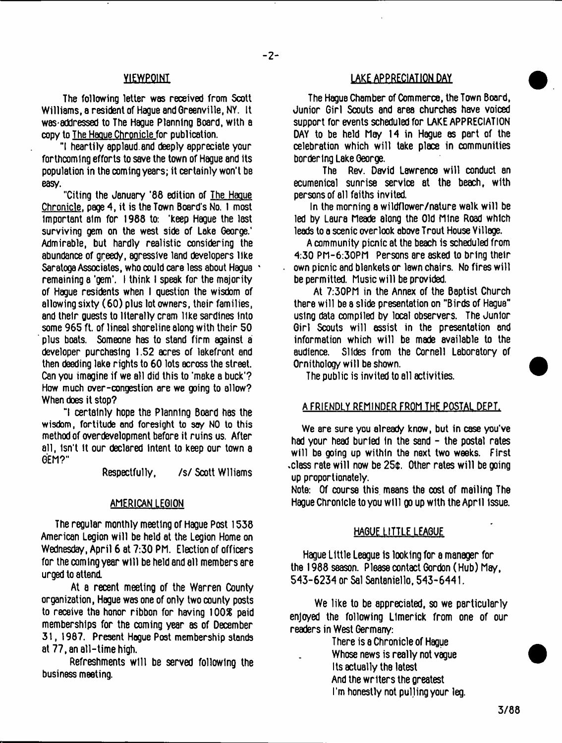## VIEWPOINT

The following letter was received from Scott Williams, a resident of Hague and Greenville, NY. It was addressed to The Hague Planning Board, with a copy to The Hague Chronicle for publication.

"I heartily applaud and deeply appreciate your forthcoming efforts to save the town of Hague and its population in the coming years; it certainly won't be easy.

"Citing the January '88 edition of The Hague Chronicle, page 4, it is the Town Board's No. 1 most important aim for 1988 to: 'keep Hague the last surviving gem on the west side of Lake George.' Admirable, but hardly realistic considering the abundance of greedy, agressive land developers like Saratoga Associates, who could care less about Hague remaining a 'gem'. I think I speak for the majority of Hague residents when I question the wisdom of allowing sixty (60) plus lot owners, their families, and their guests to literally cram like sardines into some 965 ft. of lineal shoreline along with their 50 plus boats. Someone has to stand firm against a developer purchasing 1.52 acres of lakefront and then deeding lake rights to 60 lots across the street. Can you imagine if we all did this to 'make a buck'? How much over-congestion are we going to allow? When does it stop?

"I certainly hope the Planning Board has the wisdom, fortitude and foresight to say NO to this method of overdevelopment before it ruins us. After all, isn't it our declared intent to keep our town a GEM?"

Respectfully, /s/ Scott Williams

## AMERICAN LEGION

The regular monthly meeting of Hague Post 1538 American Legion will be held at the Legion Home on Wednesday, April 6 at 7:30 PM. Election of officers for the coming year will be held and all members are urged to attend.

At a recent meeting of the Warren County organization, Hague was one of only two county posts to receive the honor ribbon for having 100% paid memberships for the coming year as of December 31, 1987. Present Hague Post membership stands at 77, an all-time high.

Refreshments will be served following the business meeting.

## LAKE APPRECIATION DAY

The Hague Chamber of Commerce, the Town Board, Junior Girl Scouts and area churches have voiced support for events scheduled for LAKE APPRECIATION DAY to be held May 14 in Hague as part of the celebration which will take place in communities bordering Lake George.

The Rev. David Lawrence will conduct an ecumenical sunrise service at the beach, with persons of all faiths invited.

In the morning a wildflower/nature walk will be led by Laura Meade along the Old Mine Road which leads to a scenic overlook above Trout House Village.

A community picnic at the beach is scheduled from 4:30 PM-6:30PM Persons are asked to bring their own picnic and blankets or lawn chairs. No fires will be permitted. Music will be provided.

At 7:30PM in the Annex of the Baptist Church there will be a slide presentation on "Birds of Hague" using data compiled by local observers. The Junior Girl Scouts will assist in the presentation and information which will be made available to the audience. Slides from the Cornell Laboratory of Ornithology will be shown.

The public is invited to all activities.

## A FRIENDLY REMINDER FROM THE POSTAL DEPT.

We are sure you already know, but in case you've had your head buried in the sand - the postal rates will be going up within the next two weeks. First class rate will now be 25¢. Other rates will be going up proportionately.

Note: Of course this means the cost of mailing The Hague Chronicle to you will go up with the April issue.

## HAGUE LITTLE LEAGUE

Hague Little League is looking for a manager for the 1988 season. Please contact Gordon (Hub) May, 543-6234 or Sal Santaniello, 543-6441.

We like to be appreciated, so we particularly enjoyed the following Limerick from one of our readers in West Germany:

There is a Chronicle of Hague
Whose news is really not vague
Its actually the latest
And the writers the greatest
I'm honestly not pulling your leg.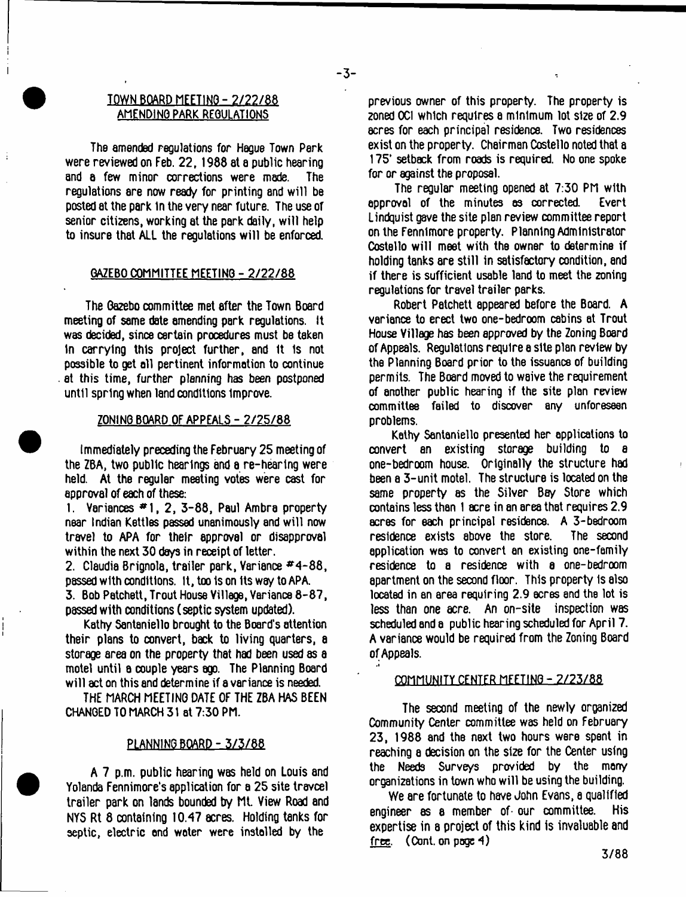## TOWN BOARD MEETING - 2/22/88
## AMENDING PARK REGULATIONS

The amended regulations for Hague Town Park were reviewed on Feb. 22, 1988 at a public hearing and a few minor corrections were made. The regulations are now ready for printing and will be posted at the park in the very near future. The use of senior citizens, working at the park daily, will help to insure that ALL the regulations will be enforced.

## GAZEBO COMMITTEE MEETING - 2/22/88

The Gazebo committee met after the Town Board meeting of same date amending park regulations. It was decided, since certain procedures must be taken in carrying this project further, and it is not possible to get all pertinent information to continue at this time, further planning has been postponed until spring when land conditions improve.

## ZONING BOARD OF APPEALS - 2/25/88

Immediately preceding the February 25 meeting of the ZBA, two public hearings and a re-hearing were held. At the regular meeting votes were cast for approval of each of these:

1. Variances #1, 2, 3-88, Paul Ambra property near Indian Kettles passed unanimously and will now travel to APA for their approval or disapproval within the next 30 days in receipt of letter.
2. Claudia Brignola, trailer park, Variance #4-88, passed with conditions. It, too is on its way to APA.
3. Bob Patchett, Trout House Village, Variance 8-87, passed with conditions (septic system updated).

Kathy Santaniello brought to the Board's attention their plans to convert, back to living quarters, a storage area on the property that had been used as a motel until a couple years ago. The Planning Board will act on this and determine if a variance is needed.

THE MARCH MEETING DATE OF THE ZBA HAS BEEN CHANGED TO MARCH 31 at 7:30 PM.

## PLANNING BOARD - 3/3/88

A 7 p.m. public hearing was held on Louis and Yolanda Fennimore's application for a 25 site travcel trailer park on lands bounded by Mt. View Road and NYS Rt 8 containing 10.47 acres. Holding tanks for septic, electric and water were installed by the previous owner of this property. The property is zoned OCI which requires a minimum lot size of 2.9 acres for each principal residence. Two residences exist on the property. Chairman Costello noted that a 175' setback from roads is required. No one spoke for or against the proposal.

The regular meeting opened at 7:30 PM with approval of the minutes as corrected. Evert Lindquist gave the site plan review committee report on the Fennimore property. Planning Administrator Costello will meet with the owner to determine if holding tanks are still in satisfactory condition, and if there is sufficient usable land to meet the zoning regulations for travel trailer parks.

Robert Patchett appeared before the Board. A variance to erect two one-bedroom cabins at Trout House Village has been approved by the Zoning Board of Appeals. Regulations require a site plan review by the Planning Board prior to the issuance of building permits. The Board moved to waive the requirement of another public hearing if the site plan review committee failed to discover any unforeseen problems.

Kathy Santaniello presented her applications to convert an existing storage building to a one-bedroom house. Originally the structure had been a 3-unit motel. The structure is located on the same property as the Silver Bay Store which contains less than 1 acre in an area that requires 2.9 acres for each principal residence. A 3-bedroom residence exists above the store. The second application was to convert an existing one-family residence to a residence with a one-bedroom apartment on the second floor. This property is also located in an area requiring 2.9 acres and the lot is less than one acre. An on-site inspection was scheduled and a public hearing scheduled for April 7. A variance would be required from the Zoning Board of Appeals.

## COMMUNITY CENTER MEETING - 2/23/88

The second meeting of the newly organized Community Center committee was held on February 23, 1988 and the next two hours were spent in reaching a decision on the size for the Center using the Needs Surveys provided by the many organizations in town who will be using the building.

We are fortunate to have John Evans, a qualified engineer as a member of our committee. His expertise in a project of this kind is invaluable and free. (Cont. on page 4)

3/88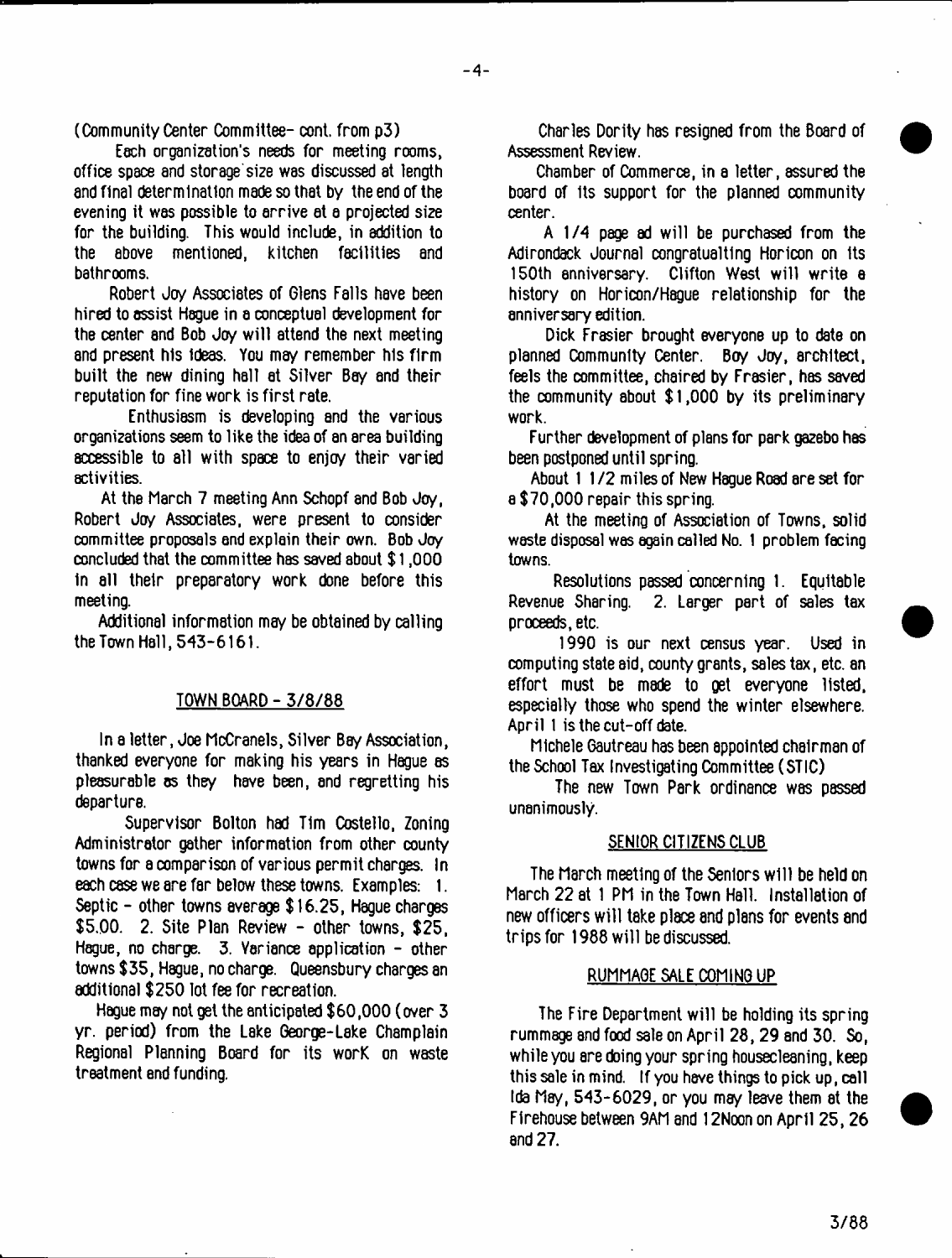(Community Center Committee- cont. from p3)

Each organization's needs for meeting rooms, office space and storage size was discussed at length and final determination made so that by the end of the evening it was possible to arrive at a projected size for the building. This would include, in addition to the above mentioned, kitchen facilities and bathrooms.

Robert Joy Associates of Glens Falls have been hired to assist Hague in a conceptual development for the center and Bob Joy will attend the next meeting and present his ideas. You may remember his firm built the new dining hall at Silver Bay and their reputation for fine work is first rate.

Enthusiasm is developing and the various organizations seem to like the idea of an area building accessible to all with space to enjoy their varied activities.

At the March 7 meeting Ann Schopf and Bob Joy, Robert Joy Associates, were present to consider committee proposals and explain their own. Bob Joy concluded that the committee has saved about $1,000 in all their preparatory work done before this meeting.

Additional information may be obtained by calling the Town Hall, 543-6161.

## TOWN BOARD - 3/8/88

In a letter, Joe McCranels, Silver Bay Association, thanked everyone for making his years in Hague as pleasurable as they have been, and regretting his departure.

Supervisor Bolton had Tim Costello, Zoning Administrator gather information from other county towns for a comparison of various permit charges. In each case we are far below these towns. Examples: 1. Septic - other towns average $16.25, Hague charges $5.00. 2. Site Plan Review - other towns, $25, Hague, no charge. 3. Variance application - other towns $35, Hague, no charge. Queensbury charges an additional $250 lot fee for recreation.

Hague may not get the anticipated $60,000 (over 3 yr. period) from the Lake George-Lake Champlain Regional Planning Board for its work on waste treatment and funding.

Charles Dority has resigned from the Board of Assessment Review.

Chamber of Commerce, in a letter, assured the board of its support for the planned community center.

A 1/4 page ad will be purchased from the Adirondack Journal congratualting Horicon on its 150th anniversary. Clifton West will write a history on Horicon/Hague relationship for the anniversary edition.

Dick Frasier brought everyone up to date on planned Community Center. Boy Joy, architect, feels the committee, chaired by Frasier, has saved the community about $1,000 by its preliminary work.

Further development of plans for park gazebo has been postponed until spring.

About 1 1/2 miles of New Hague Road are set for a $70,000 repair this spring.

At the meeting of Association of Towns, solid waste disposal was again called No. 1 problem facing towns.

Resolutions passed concerning 1. Equitable Revenue Sharing. 2. Larger part of sales tax proceeds, etc.

1990 is our next census year. Used in computing state aid, county grants, sales tax, etc. an effort must be made to get everyone listed, especially those who spend the winter elsewhere. April 1 is the cut-off date.

Michele Gautreau has been appointed chairman of the School Tax Investigating Committee (STIC)

The new Town Park ordinance was passed unanimously.

## SENIOR CITIZENS CLUB

The March meeting of the Seniors will be held on March 22 at 1 PM in the Town Hall. Installation of new officers will take place and plans for events and trips for 1988 will be discussed.

## RUMMAGE SALE COMING UP

The Fire Department will be holding its spring rummage and food sale on April 28, 29 and 30. So, while you are doing your spring housecleaning, keep this sale in mind. If you have things to pick up, call Ida May, 543-6029, or you may leave them at the Firehouse between 9AM and 12Noon on April 25, 26 and 27.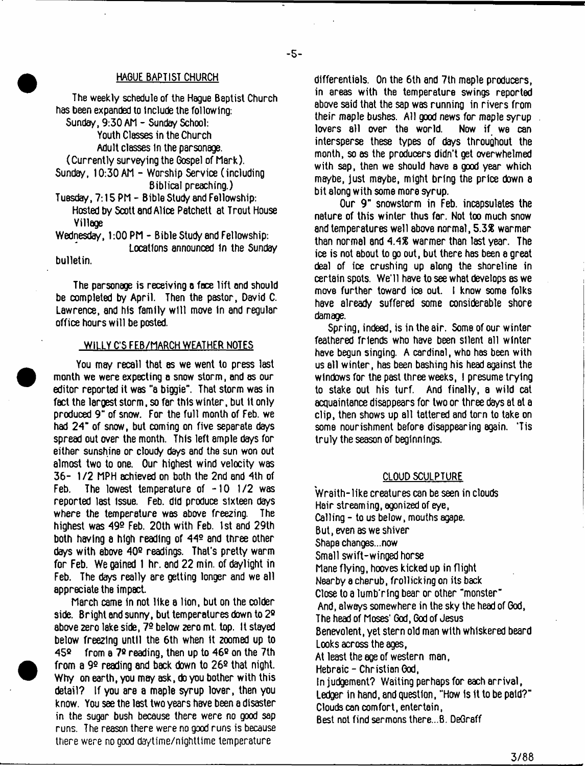## HAGUE BAPTIST CHURCH

The weekly schedule of the Hague Baptist Church has been expanded to include the following:

Sunday, 9:30 AM - Sunday School:
Youth Classes in the Church
Adult classes in the parsonage.
(Currently surveying the Gospel of Mark).

Sunday, 10:30 AM - Worship Service (including Biblical preaching.)

Tuesday, 7:15 PM - Bible Study and Fellowship: Hosted by Scott and Alice Patchett at Trout House Village

Wednesday, 1:00 PM - Bible Study and Fellowship: Locations announced in the Sunday bulletin.

The parsonage is receiving a face lift and should be completed by April. Then the pastor, David C. Lawrence, and his family will move in and regular office hours will be posted.

## WILLY C'S FEB/MARCH WEATHER NOTES

You may recall that as we went to press last month we were expecting a snow storm, and as our editor reported it was "a biggie". That storm was in fact the largest storm, so far this winter, but it only produced 9" of snow. For the full month of Feb. we had 24" of snow, but coming on five separate days spread out over the month. This left ample days for either sunshine or cloudy days and the sun won out almost two to one. Our highest wind velocity was 36- 1/2 MPH achieved on both the 2nd and 4th of Feb. The lowest temperature of -10 1/2 was reported last issue. Feb. did produce sixteen days where the temperature was above freezing. The highest was 49º Feb. 20th with Feb. 1st and 29th both having a high reading of 44º and three other days with above 40º readings. That's pretty warm for Feb. We gained 1 hr. and 22 min. of daylight in Feb. The days really are getting longer and we all appreciate the impact.

March came in not like a lion, but on the colder side. Bright and sunny, but temperatures down to 2º above zero lake side, 7º below zero mt. top. It stayed below freezing until the 6th when it zoomed up to 45º from a 7º reading, then up to 46º on the 7th from a 9º reading and back down to 26º that night. Why on earth, you may ask, do you bother with this detail? If you are a maple syrup lover, then you know. You see the last two years have been a disaster in the sugar bush because there were no good sap runs. The reason there were no good runs is because there were no good daytime/nighttime temperature differentials. On the 6th and 7th maple producers, in areas with the temperature swings reported above said that the sap was running in rivers from their maple bushes. All good news for maple syrup lovers all over the world. Now if we can intersperse these types of days throughout the month, so as the producers didn't get overwhelmed with sap, then we should have a good year which maybe, just maybe, might bring the price down a bit along with some more syrup.

Our 9" snowstorm in Feb. incapsulates the nature of this winter thus far. Not too much snow and temperatures well above normal, 5.3% warmer than normal and 4.4% warmer than last year. The ice is not about to go out, but there has been a great deal of ice crushing up along the shoreline in certain spots. We'll have to see what develops as we move further toward ice out. I know some folks have already suffered some considerable shore damage.

Spring, indeed, is in the air. Some of our winter feathered friends who have been silent all winter have begun singing. A cardinal, who has been with us all winter, has been bashing his head against the windows for the past three weeks, I presume trying to stake out his turf. And finally, a wild cat acquaintance disappears for two or three days at at a clip, then shows up all tattered and torn to take on some nourishment before disappearing again. 'Tis truly the season of beginnings.

## CLOUD SCULPTURE

Wraith-like creatures can be seen in clouds
Hair streaming, agonized of eye,
Calling - to us below, mouths agape.
But, even as we shiver
Shape changes...now
Small swift-winged horse
Mane flying, hooves kicked up in flight
Nearby a cherub, frollicking on its back
Close to a lumb'ring bear or other "monster"
And, always somewhere in the sky the head of God,
The head of Moses' God, God of Jesus
Benevolent, yet stern old man with whiskered beard
Looks across the ages,
At least the age of western man,
Hebraic - Christian God,
In judgement? Waiting perhaps for each arrival,
Ledger in hand, and question, "How is it to be paid?"
Clouds can comfort, entertain,
Best not find sermons there...B. DeGraff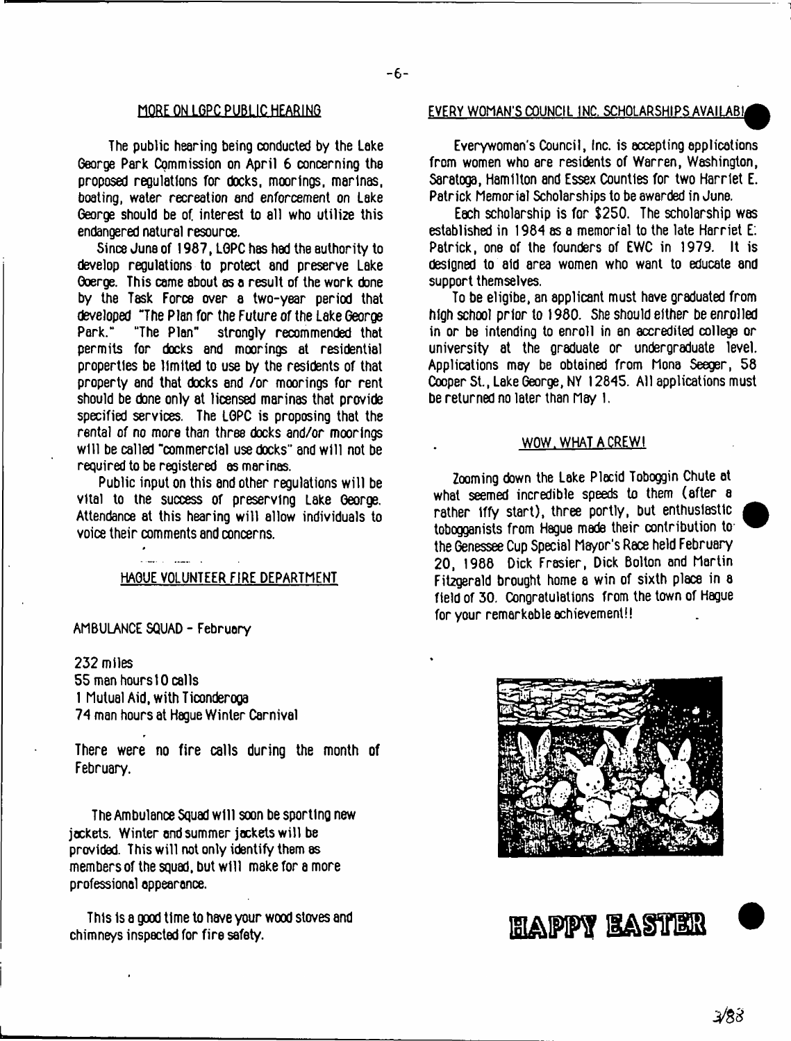## MORE ON LGPC PUBLIC HEARING

The public hearing being conducted by the Lake George Park Commission on April 6 concerning the proposed regulations for docks, moorings, marinas, boating, water recreation and enforcement on Lake George should be of interest to all who utilize this endangered natural resource.

Since June of 1987, LGPC has had the authority to develop regulations to protect and preserve Lake Goerge. This came about as a result of the work done by the Task Force over a two-year period that developed "The Plan for the Future of the Lake George Park." "The Plan" strongly recommended that permits for docks and moorings at residential properties be limited to use by the residents of that property and that docks and /or moorings for rent should be done only at licensed marinas that provide specified services. The LGPC is proposing that the rental of no more than three docks and/or moorings will be called "commercial use docks" and will not be required to be registered as marinas.

Public input on this and other regulations will be vital to the success of preserving Lake George. Attendance at this hearing will allow individuals to voice their comments and concerns.

## HAGUE VOLUNTEER FIRE DEPARTMENT

AMBULANCE SQUAD - February

232 miles
55 man hours 10 calls
1 Mutual Aid, with Ticonderoga
74 man hours at Hague Winter Carnival

There were no fire calls during the month of February.

The Ambulance Squad will soon be sporting new jackets. Winter and summer jackets will be provided. This will not only identify them as members of the squad, but will make for a more professional appearance.

This is a good time to have your wood stoves and chimneys inspected for fire safety.

## EVERY WOMAN'S COUNCIL INC. SCHOLARSHIPS AVAILABLE

Everywoman's Council, Inc. is accepting applications from women who are residents of Warren, Washington, Saratoga, Hamilton and Essex Counties for two Harriet E. Patrick Memorial Scholarships to be awarded in June.

Each scholarship is for $250. The scholarship was established in 1984 as a memorial to the late Harriet E. Patrick, one of the founders of EWC in 1979. It is designed to aid area women who want to educate and support themselves.

To be eligibe, an applicant must have graduated from high school prior to 1980. She should either be enrolled in or be intending to enroll in an accredited college or university at the graduate or undergraduate level. Applications may be obtained from Mona Seeger, 58 Cooper St., Lake George, NY 12845. All applications must be returned no later than May 1.

## WOW, WHAT A CREW!

Zooming down the Lake Placid Toboggin Chute at what seemed incredible speeds to them (after a rather iffy start), three portly, but enthusiastic toboganists from Hague made their contribution to the Genessee Cup Special Mayor's Race held February 20, 1988 Dick Frasier, Dick Bolton and Martin Fitzgerald brought home a win of sixth place in a field of 30. Congratulations from the town of Hague for your remarkable achievement!!

HAPPY EASTER

3/88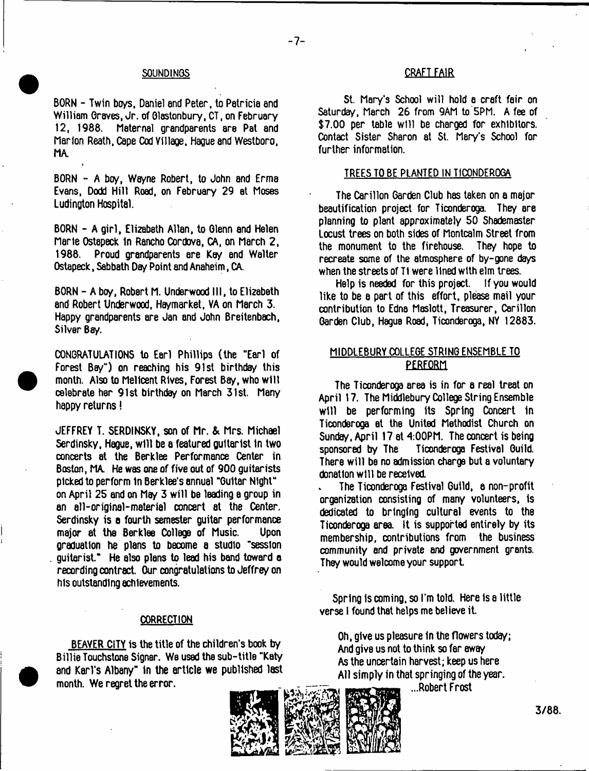## SOUNDINGS

BORN - Twin boys, Daniel and Peter, to Patricia and William Graves, Jr. of Glastonbury, CT, on February 12, 1988. Maternal grandparents are Pat and Marion Reath, Cape Cod Village, Hague and Westboro, MA.

BORN - A boy, Wayne Robert, to John and Erma Evans, Dodd Hill Road, on February 29 at Moses Ludington Hospital.

BORN - A girl, Elizabeth Allan, to Glenn and Helen Marie Ostapeck in Rancho Cordova, CA, on March 2, 1988. Proud grandparents are Kay and Walter Ostapeck, Sabbath Day Point and Anaheim, CA.

BORN - A boy, Robert M. Underwood III, to Elizabeth and Robert Underwood, Haymarket, VA on March 3. Happy grandparents are Jan and John Breitenbach, Silver Bay.

CONGRATULATIONS to Earl Phillips (the "Earl of Forest Bay") on reaching his 91st birthday this month. Also to Melicent Rives, Forest Bay, who will celebrate her 91st birthday on March 31st. Many happy returns!

JEFFREY T. SERDINSKY, son of Mr. & Mrs. Michael Serdinsky, Hague, will be a featured guitarist in two concerts at the Berklee Performance Center in Boston, MA. He was one of five out of 900 guitarists picked to perform in Berklee's annual "Guitar Night" on April 25 and on May 3 will be leading a group in an all-original-material concert at the Center. Serdinsky is a fourth semester guitar performance major at the Berklee College of Music. Upon graduation he plans to become a studio "session guitarist." He also plans to lead his band toward a recording contract. Our congratulations to Jeffrey on his outstanding achievements.

## CORRECTION

BEAVER CITY is the title of the children's book by Billie Touchstone Signer. We used the sub-title "Katy and Karl's Albany" in the article we published last month. We regret the error.

## CRAFT FAIR

St. Mary's School will hold a craft fair on Saturday, March 26 from 9AM to 5PM. A fee of $7.00 per table will be charged for exhibitors. Contact Sister Sharon at St. Mary's School for further information.

## TREES TO BE PLANTED IN TICONDEROGA

The Carillon Garden Club has taken on a major beautification project for Ticonderoga. They are planning to plant approximately 50 Shademaster Locust trees on both sides of Montcalm Street from the monument to the firehouse. They hope to recreate some of the atmosphere of by-gone days when the streets of Ti were lined with elm trees.

Help is needed for this project. If you would like to be a part of this effort, please mail your contribution to Edna Maslott, Treasurer, Carillon Garden Club, Hague Road, Ticonderoga, NY 12883.

## MIDDLEBURY COLLEGE STRING ENSEMBLE TO PERFORM

The Ticonderoga area is in for a real treat on April 17. The Middlebury College String Ensemble will be performing its Spring Concert in Ticonderoga at the United Methodist Church on Sunday, April 17 at 4:00PM. The concert is being sponsored by The Ticonderoga Festival Guild. There will be no admission charge but a voluntary donation will be received.

The Ticonderoga Festival Guild, a non-profit organization consisting of many volunteers, is dedicated to bringing cultural events to the Ticonderoga area. It is supported entirely by its membership, contributions from the business community and private and government grants. They would welcome your support.

Spring is coming, so I'm told. Here is a little verse I found that helps me believe it.

> Oh, give us pleasure in the flowers today;
> And give us not to think so far away
> As the uncertain harvest; keep us here
> All simply in that springing of the year.
>
> ...Robert Frost

3/88.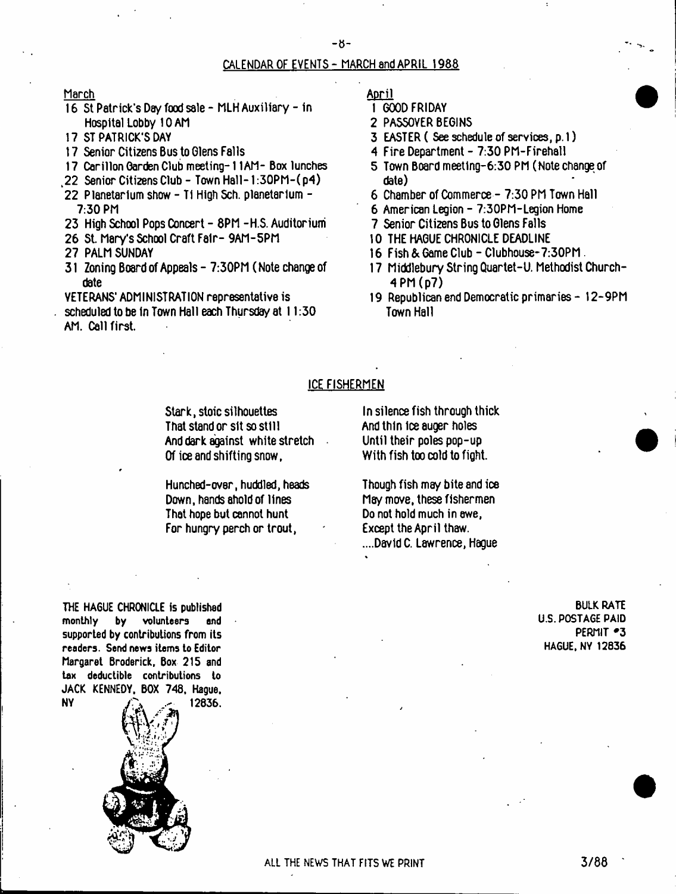## CALENDAR OF EVENTS - MARCH and APRIL 1988

### March

- 16 St Patrick's Day food sale - MLH Auxiliary - in Hospital Lobby 10 AM
- 17 ST PATRICK'S DAY
- 17 Senior Citizens Bus to Glens Falls
- 17 Carillon Garden Club meeting- 11AM- Box lunches
- 22 Senior Citizens Club - Town Hall-1:30PM-(p4)
- 22 Planetarium show - Ti High Sch. planetarium - 7:30 PM
- 23 High School Pops Concert - 8PM -H.S. Auditorium
- 26 St. Mary's School Craft Fair- 9AM-5PM
- 27 PALM SUNDAY
- 31 Zoning Board of Appeals - 7:30PM (Note change of date

VETERANS' ADMINISTRATION representative is scheduled to be in Town Hall each Thursday at 11:30 AM. Call first.

### April

- 1 GOOD FRIDAY
- 2 PASSOVER BEGINS
- 3 EASTER ( See schedule of services, p.1)
- 4 Fire Department - 7:30 PM-Firehall
- 5 Town Board meeting-6:30 PM (Note change of date)
- 6 Chamber of Commerce - 7:30 PM Town Hall
- 6 American Legion - 7:30PM-Legion Home
- 7 Senior Citizens Bus to Glens Falls
- 10 THE HAGUE CHRONICLE DEADLINE
- 16 Fish & Game Club - Clubhouse-7:30PM
- 17 Middlebury String Quartet-U. Methodist Church-4 PM (p7)
- 19 Republican and Democratic primaries - 12-9PM Town Hall

## ICE FISHERMEN

Stark, stoic silhouettes
That stand or sit so still
And dark against white stretch
Of ice and shifting snow,

Hunched-over, huddled, heads
Down, hands ahold of lines
That hope but cannot hunt
For hungry perch or trout,

In silence fish through thick
And thin ice auger holes
Until their poles pop-up
With fish too cold to fight.

Though fish may bite and ice
May move, these fishermen
Do not hold much in awe,
Except the April thaw.

....David C. Lawrence, Hague

THE HAGUE CHRONICLE is published monthly by volunteers and supported by contributions from its readers. Send news items to Editor Margaret Broderick, Box 215 and tax deductible contributions to JACK KENNEDY, BOX 748, Hague, NY 12836.

BULK RATE
U.S. POSTAGE PAID
PERMIT #3
HAGUE, NY 12836

ALL THE NEWS THAT FITS WE PRINT

3/88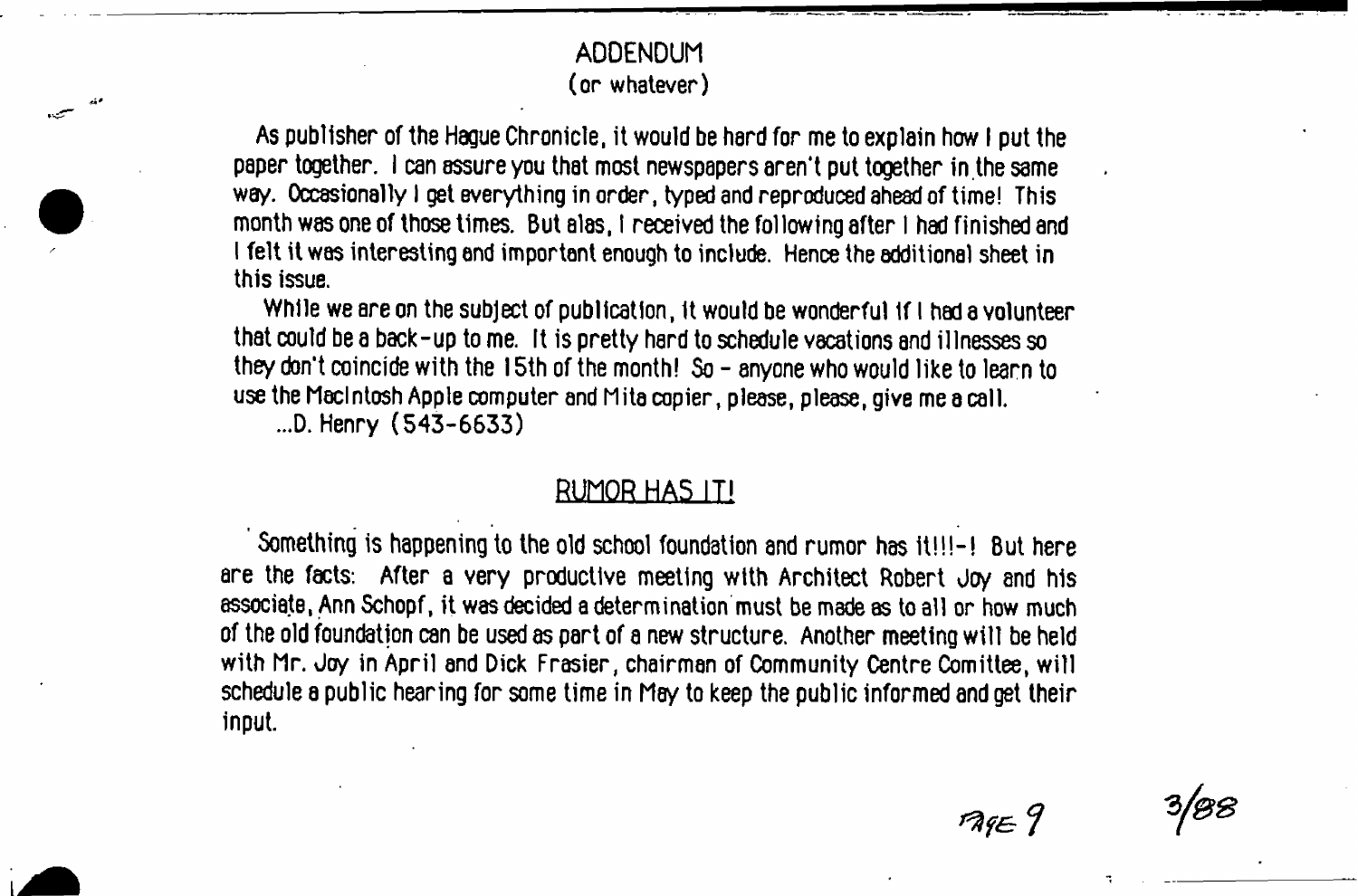## ADDENDUM
(or whatever)

As publisher of the Hague Chronicle, it would be hard for me to explain how I put the paper together. I can assure you that most newspapers aren't put together in the same way. Occasionally I get everything in order, typed and reproduced ahead of time! This month was one of those times. But alas, I received the following after I had finished and I felt it was interesting and important enough to include. Hence the additional sheet in this issue.

While we are on the subject of publication, it would be wonderful if I had a volunteer that could be a back-up to me. It is pretty hard to schedule vacations and illnesses so they don't coincide with the 15th of the month! So - anyone who would like to learn to use the MacIntosh Apple computer and Mita copier, please, please, give me a call.

...D. Henry (543-6633)

## RUMOR HAS IT!

Something is happening to the old school foundation and rumor has it!!!-! But here are the facts: After a very productive meeting with Architect Robert Joy and his associate, Ann Schopf, it was decided a determination must be made as to all or how much of the old foundation can be used as part of a new structure. Another meeting will be held with Mr. Joy in April and Dick Frasier, chairman of Community Centre Comittee, will schedule a public hearing for some time in May to keep the public informed and get their input.

3/88